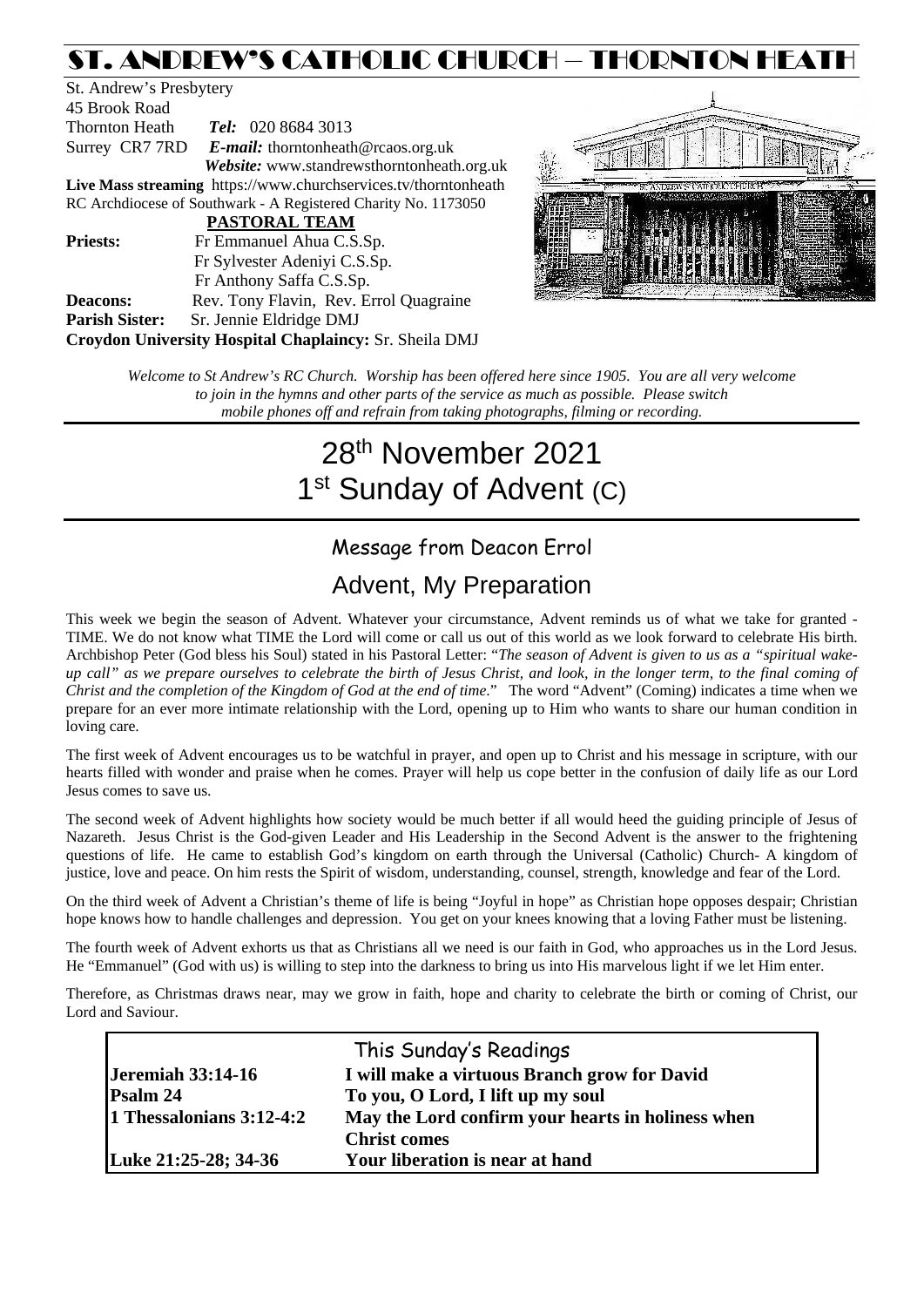# ST. ANDREW'S CATHOLIC CHURCH – THORNTON HEATH

St. Andrew's Presbytery
45 Brook Road
Thornton Heath *Tel:* 020 8684 3013
Surrey CR7 7RD *E-mail:* thorntonheath@rcaos.org.uk
*Website:* www.standrewsthorntonheath.org.uk
**Live Mass streaming** https://www.churchservices.tv/thorntonheath
RC Archdiocese of Southwark - A Registered Charity No. 1173050

**PASTORAL TEAM**

**Priests:** Fr Emmanuel Ahua C.S.Sp.
Fr Sylvester Adeniyi C.S.Sp.
Fr Anthony Saffa C.S.Sp.
**Deacons:** Rev. Tony Flavin, Rev. Errol Quagraine
**Parish Sister:** Sr. Jennie Eldridge DMJ
**Croydon University Hospital Chaplaincy:** Sr. Sheila DMJ

*Welcome to St Andrew's RC Church. Worship has been offered here since 1905. You are all very welcome to join in the hymns and other parts of the service as much as possible. Please switch mobile phones off and refrain from taking photographs, filming or recording.*

# 28th November 2021
# 1st Sunday of Advent (C)

## Message from Deacon Errol

## Advent, My Preparation

This week we begin the season of Advent. Whatever your circumstance, Advent reminds us of what we take for granted - TIME. We do not know what TIME the Lord will come or call us out of this world as we look forward to celebrate His birth. Archbishop Peter (God bless his Soul) stated in his Pastoral Letter: "*The season of Advent is given to us as a "spiritual wake-up call" as we prepare ourselves to celebrate the birth of Jesus Christ, and look, in the longer term, to the final coming of Christ and the completion of the Kingdom of God at the end of time*." The word "Advent" (Coming) indicates a time when we prepare for an ever more intimate relationship with the Lord, opening up to Him who wants to share our human condition in loving care.

The first week of Advent encourages us to be watchful in prayer, and open up to Christ and his message in scripture, with our hearts filled with wonder and praise when he comes. Prayer will help us cope better in the confusion of daily life as our Lord Jesus comes to save us.

The second week of Advent highlights how society would be much better if all would heed the guiding principle of Jesus of Nazareth. Jesus Christ is the God-given Leader and His Leadership in the Second Advent is the answer to the frightening questions of life. He came to establish God's kingdom on earth through the Universal (Catholic) Church- A kingdom of justice, love and peace. On him rests the Spirit of wisdom, understanding, counsel, strength, knowledge and fear of the Lord.

On the third week of Advent a Christian's theme of life is being "Joyful in hope" as Christian hope opposes despair; Christian hope knows how to handle challenges and depression. You get on your knees knowing that a loving Father must be listening.

The fourth week of Advent exhorts us that as Christians all we need is our faith in God, who approaches us in the Lord Jesus. He "Emmanuel" (God with us) is willing to step into the darkness to bring us into His marvelous light if we let Him enter.

Therefore, as Christmas draws near, may we grow in faith, hope and charity to celebrate the birth or coming of Christ, our Lord and Saviour.

## This Sunday's Readings

| | |
|---|---|
| **Jeremiah 33:14-16** | **I will make a virtuous Branch grow for David** |
| **Psalm 24** | **To you, O Lord, I lift up my soul** |
| **1 Thessalonians 3:12-4:2** | **May the Lord confirm your hearts in holiness when Christ comes** |
| **Luke 21:25-28; 34-36** | **Your liberation is near at hand** |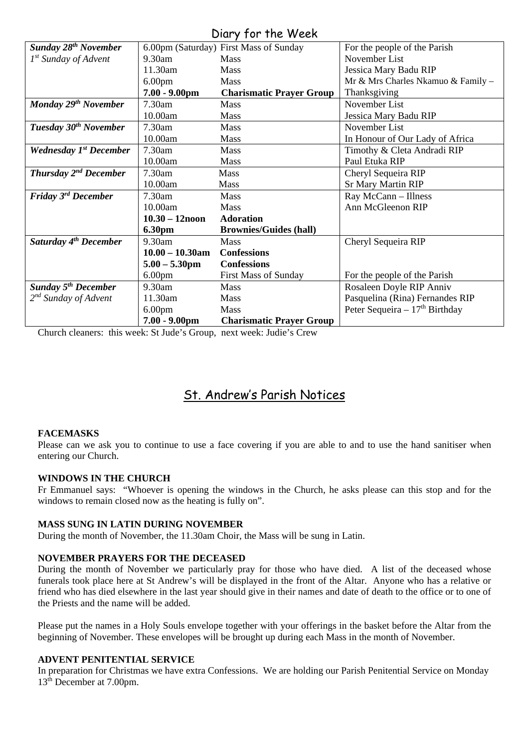## Diary for the Week

| | | | |
|---|---|---|---|
| ***Sunday 28th November*** | 6.00pm (Saturday) | First Mass of Sunday | For the people of the Parish |
| *1st Sunday of Advent* | 9.30am | Mass | November List |
| | 11.30am | Mass | Jessica Mary Badu RIP |
| | 6.00pm | Mass | Mr & Mrs Charles Nkamuo & Family – |
| | **7.00 - 9.00pm** | **Charismatic Prayer Group** | Thanksgiving |
| ***Monday 29th November*** | 7.30am | Mass | November List |
| | 10.00am | Mass | Jessica Mary Badu RIP |
| ***Tuesday 30th November*** | 7.30am | Mass | November List |
| | 10.00am | Mass | In Honour of Our Lady of Africa |
| ***Wednesday 1st December*** | 7.30am | Mass | Timothy & Cleta Andradi RIP |
| | 10.00am | Mass | Paul Etuka RIP |
| ***Thursday 2nd December*** | 7.30am | Mass | Cheryl Sequeira RIP |
| | 10.00am | Mass | Sr Mary Martin RIP |
| ***Friday 3rd December*** | 7.30am | Mass | Ray McCann – Illness |
| | 10.00am | Mass | Ann McGleenon RIP |
| | **10.30 – 12noon** | **Adoration** | |
| | **6.30pm** | **Brownies/Guides (hall)** | |
| ***Saturday 4th December*** | 9.30am | Mass | Cheryl Sequeira RIP |
| | **10.00 – 10.30am** | **Confessions** | |
| | **5.00 – 5.30pm** | **Confessions** | |
| | 6.00pm | First Mass of Sunday | For the people of the Parish |
| ***Sunday 5th December*** | 9.30am | Mass | Rosaleen Doyle RIP Anniv |
| *2nd Sunday of Advent* | 11.30am | Mass | Pasquelina (Rina) Fernandes RIP |
| | 6.00pm | Mass | Peter Sequeira – 17th Birthday |
| | **7.00 - 9.00pm** | **Charismatic Prayer Group** | |

Church cleaners: this week: St Jude's Group, next week: Judie's Crew

## St. Andrew's Parish Notices

**FACEMASKS**

Please can we ask you to continue to use a face covering if you are able to and to use the hand sanitiser when entering our Church.

**WINDOWS IN THE CHURCH**

Fr Emmanuel says: "Whoever is opening the windows in the Church, he asks please can this stop and for the windows to remain closed now as the heating is fully on".

**MASS SUNG IN LATIN DURING NOVEMBER**

During the month of November, the 11.30am Choir, the Mass will be sung in Latin.

**NOVEMBER PRAYERS FOR THE DECEASED**

During the month of November we particularly pray for those who have died. A list of the deceased whose funerals took place here at St Andrew's will be displayed in the front of the Altar. Anyone who has a relative or friend who has died elsewhere in the last year should give in their names and date of death to the office or to one of the Priests and the name will be added.

Please put the names in a Holy Souls envelope together with your offerings in the basket before the Altar from the beginning of November. These envelopes will be brought up during each Mass in the month of November.

**ADVENT PENITENTIAL SERVICE**

In preparation for Christmas we have extra Confessions. We are holding our Parish Penitential Service on Monday 13th December at 7.00pm.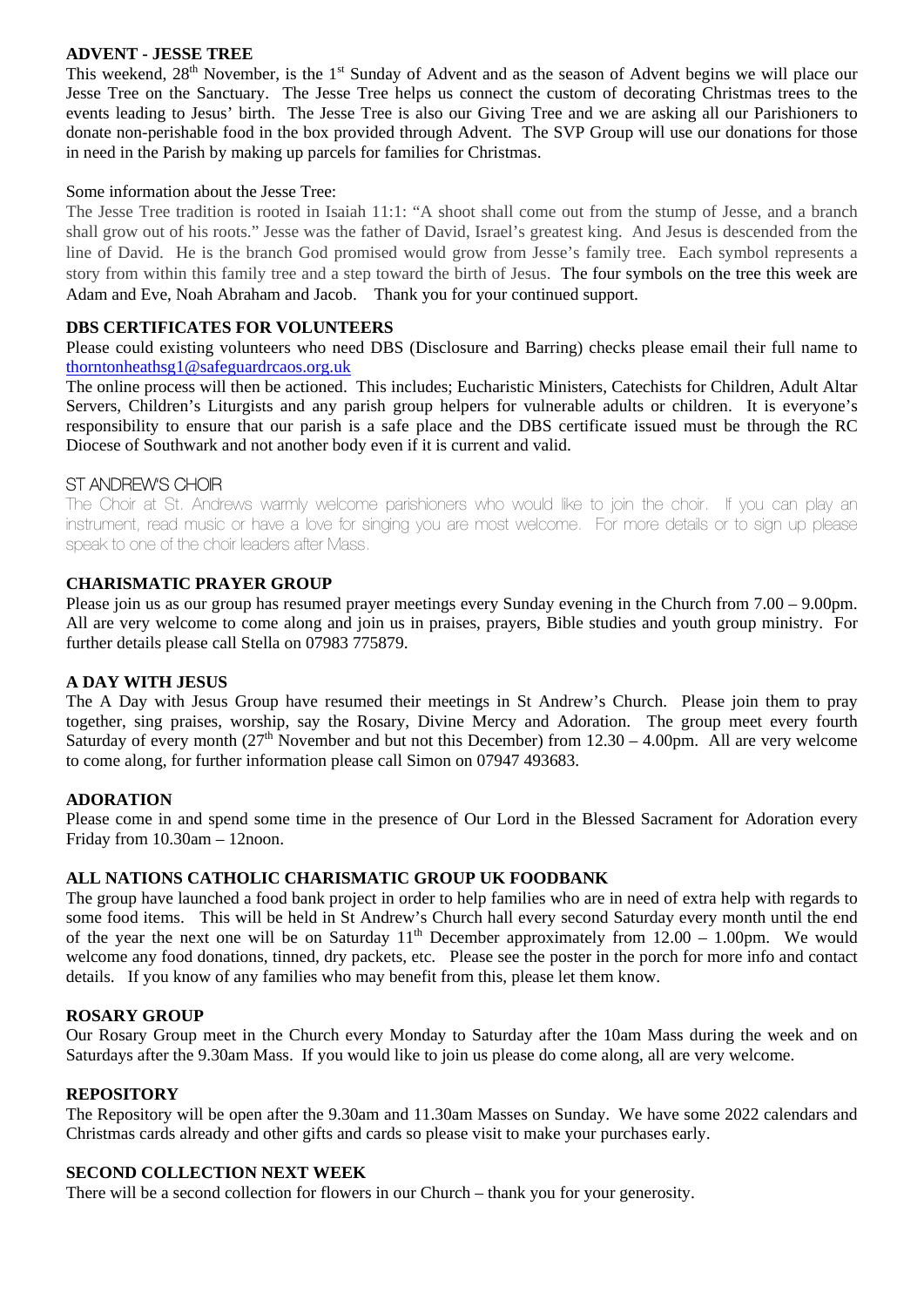## ADVENT - JESSE TREE

This weekend, 28th November, is the 1st Sunday of Advent and as the season of Advent begins we will place our Jesse Tree on the Sanctuary. The Jesse Tree helps us connect the custom of decorating Christmas trees to the events leading to Jesus' birth. The Jesse Tree is also our Giving Tree and we are asking all our Parishioners to donate non-perishable food in the box provided through Advent. The SVP Group will use our donations for those in need in the Parish by making up parcels for families for Christmas.

Some information about the Jesse Tree:
The Jesse Tree tradition is rooted in Isaiah 11:1: "A shoot shall come out from the stump of Jesse, and a branch shall grow out of his roots." Jesse was the father of David, Israel's greatest king. And Jesus is descended from the line of David. He is the branch God promised would grow from Jesse's family tree. Each symbol represents a story from within this family tree and a step toward the birth of Jesus. The four symbols on the tree this week are Adam and Eve, Noah Abraham and Jacob. Thank you for your continued support.

## DBS CERTIFICATES FOR VOLUNTEERS

Please could existing volunteers who need DBS (Disclosure and Barring) checks please email their full name to thorntonheathsg1@safeguardrcaos.org.uk
The online process will then be actioned. This includes; Eucharistic Ministers, Catechists for Children, Adult Altar Servers, Children's Liturgists and any parish group helpers for vulnerable adults or children. It is everyone's responsibility to ensure that our parish is a safe place and the DBS certificate issued must be through the RC Diocese of Southwark and not another body even if it is current and valid.

## ST ANDREW'S CHOIR

The Choir at St. Andrews warmly welcome parishioners who would like to join the choir. If you can play an instrument, read music or have a love for singing you are most welcome. For more details or to sign up please speak to one of the choir leaders after Mass.

## CHARISMATIC PRAYER GROUP

Please join us as our group has resumed prayer meetings every Sunday evening in the Church from 7.00 – 9.00pm. All are very welcome to come along and join us in praises, prayers, Bible studies and youth group ministry. For further details please call Stella on 07983 775879.

## A DAY WITH JESUS

The A Day with Jesus Group have resumed their meetings in St Andrew's Church. Please join them to pray together, sing praises, worship, say the Rosary, Divine Mercy and Adoration. The group meet every fourth Saturday of every month (27th November and but not this December) from 12.30 – 4.00pm. All are very welcome to come along, for further information please call Simon on 07947 493683.

## ADORATION

Please come in and spend some time in the presence of Our Lord in the Blessed Sacrament for Adoration every Friday from 10.30am – 12noon.

## ALL NATIONS CATHOLIC CHARISMATIC GROUP UK FOODBANK

The group have launched a food bank project in order to help families who are in need of extra help with regards to some food items. This will be held in St Andrew's Church hall every second Saturday every month until the end of the year the next one will be on Saturday 11th December approximately from 12.00 – 1.00pm. We would welcome any food donations, tinned, dry packets, etc. Please see the poster in the porch for more info and contact details. If you know of any families who may benefit from this, please let them know.

## ROSARY GROUP

Our Rosary Group meet in the Church every Monday to Saturday after the 10am Mass during the week and on Saturdays after the 9.30am Mass. If you would like to join us please do come along, all are very welcome.

## REPOSITORY

The Repository will be open after the 9.30am and 11.30am Masses on Sunday. We have some 2022 calendars and Christmas cards already and other gifts and cards so please visit to make your purchases early.

## SECOND COLLECTION NEXT WEEK

There will be a second collection for flowers in our Church – thank you for your generosity.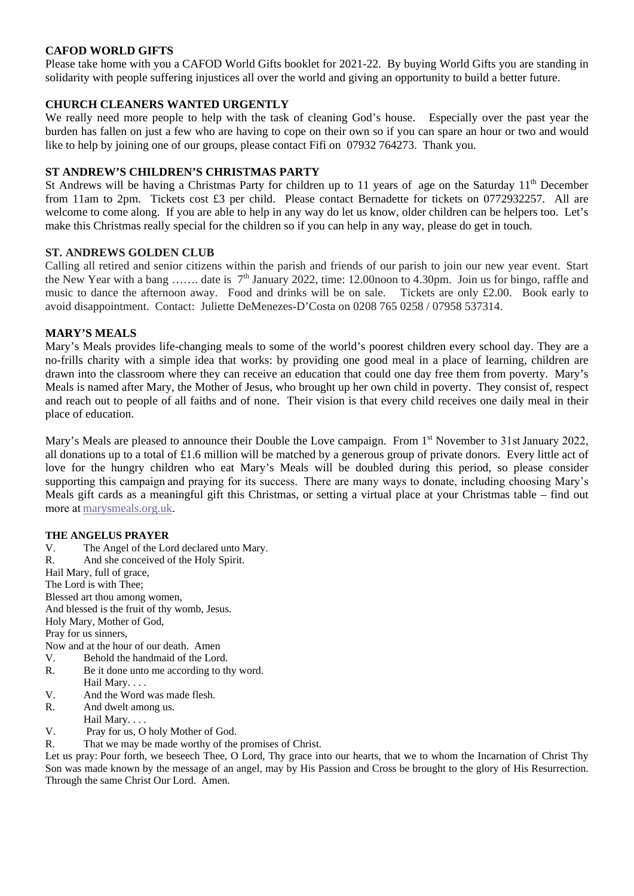### CAFOD WORLD GIFTS

Please take home with you a CAFOD World Gifts booklet for 2021-22. By buying World Gifts you are standing in solidarity with people suffering injustices all over the world and giving an opportunity to build a better future.

### CHURCH CLEANERS WANTED URGENTLY

We really need more people to help with the task of cleaning God's house. Especially over the past year the burden has fallen on just a few who are having to cope on their own so if you can spare an hour or two and would like to help by joining one of our groups, please contact Fifi on 07932 764273. Thank you.

### ST ANDREW'S CHILDREN'S CHRISTMAS PARTY

St Andrews will be having a Christmas Party for children up to 11 years of age on the Saturday 11th December from 11am to 2pm. Tickets cost £3 per child. Please contact Bernadette for tickets on 0772932257. All are welcome to come along. If you are able to help in any way do let us know, older children can be helpers too. Let's make this Christmas really special for the children so if you can help in any way, please do get in touch.

### ST. ANDREWS GOLDEN CLUB

Calling all retired and senior citizens within the parish and friends of our parish to join our new year event. Start the New Year with a bang ……. date is 7th January 2022, time: 12.00noon to 4.30pm. Join us for bingo, raffle and music to dance the afternoon away. Food and drinks will be on sale. Tickets are only £2.00. Book early to avoid disappointment. Contact: Juliette DeMenezes-D'Costa on 0208 765 0258 / 07958 537314.

### MARY'S MEALS

Mary's Meals provides life-changing meals to some of the world's poorest children every school day. They are a no-frills charity with a simple idea that works: by providing one good meal in a place of learning, children are drawn into the classroom where they can receive an education that could one day free them from poverty. Mary's Meals is named after Mary, the Mother of Jesus, who brought up her own child in poverty. They consist of, respect and reach out to people of all faiths and of none. Their vision is that every child receives one daily meal in their place of education.

Mary's Meals are pleased to announce their Double the Love campaign. From 1st November to 31st January 2022, all donations up to a total of £1.6 million will be matched by a generous group of private donors. Every little act of love for the hungry children who eat Mary's Meals will be doubled during this period, so please consider supporting this campaign and praying for its success. There are many ways to donate, including choosing Mary's Meals gift cards as a meaningful gift this Christmas, or setting a virtual place at your Christmas table – find out more at marysmeals.org.uk.

#### THE ANGELUS PRAYER

V. The Angel of the Lord declared unto Mary.
R. And she conceived of the Holy Spirit.
Hail Mary, full of grace,
The Lord is with Thee;
Blessed art thou among women,
And blessed is the fruit of thy womb, Jesus.
Holy Mary, Mother of God,
Pray for us sinners,
Now and at the hour of our death. Amen
V. Behold the handmaid of the Lord.
R. Be it done unto me according to thy word.
Hail Mary. . . .
V. And the Word was made flesh.
R. And dwelt among us.
Hail Mary. . . .
V. Pray for us, O holy Mother of God.
R. That we may be made worthy of the promises of Christ.

Let us pray: Pour forth, we beseech Thee, O Lord, Thy grace into our hearts, that we to whom the Incarnation of Christ Thy Son was made known by the message of an angel, may by His Passion and Cross be brought to the glory of His Resurrection. Through the same Christ Our Lord. Amen.